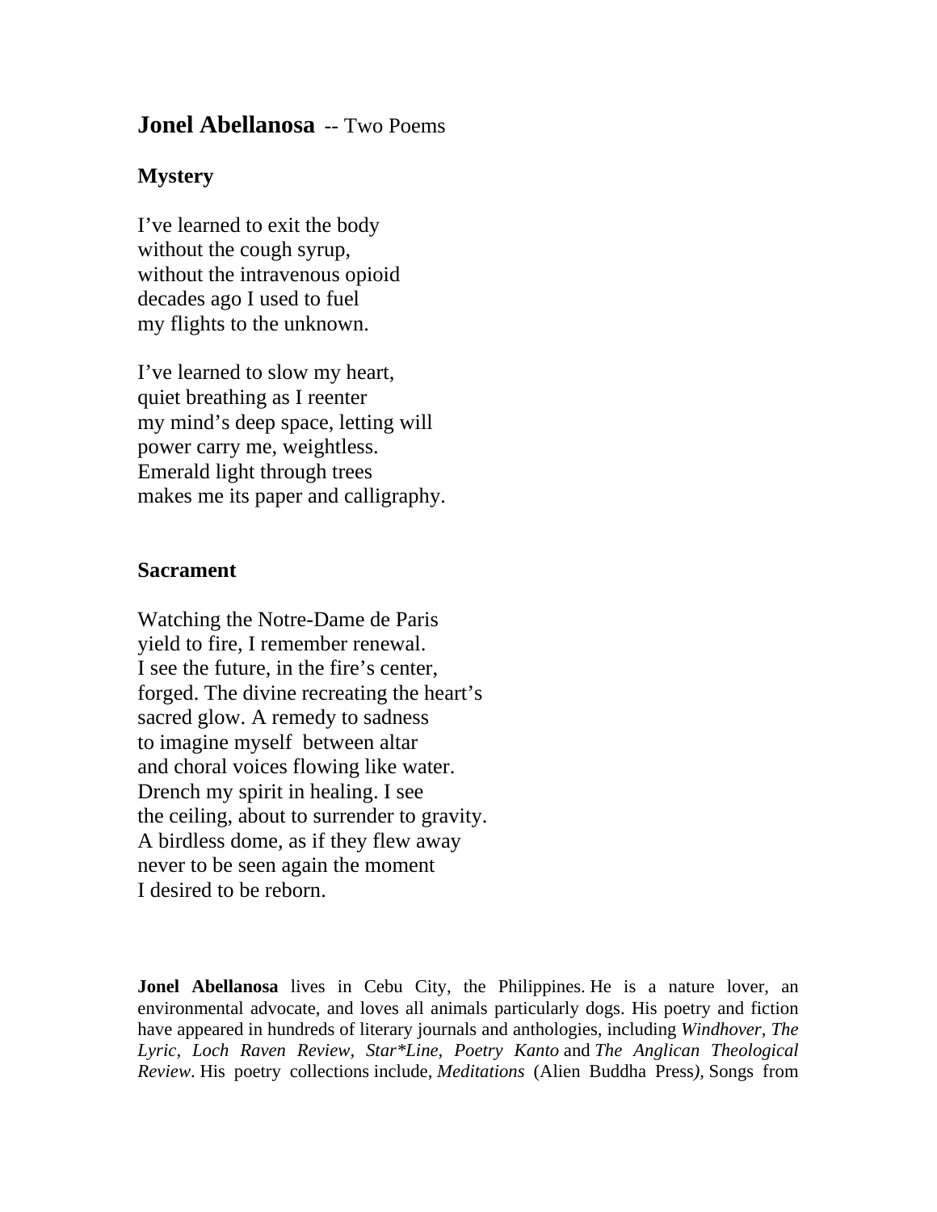# **Jonel Abellanosa** -- Two Poems

## Mystery

I've learned to exit the body  
without the cough syrup,  
without the intravenous opioid  
decades ago I used to fuel  
my flights to the unknown.

I've learned to slow my heart,  
quiet breathing as I reenter  
my mind's deep space, letting will  
power carry me, weightless.  
Emerald light through trees  
makes me its paper and calligraphy.

## Sacrament

Watching the Notre-Dame de Paris  
yield to fire, I remember renewal.  
I see the future, in the fire's center,  
forged. The divine recreating the heart's  
sacred glow. A remedy to sadness  
to imagine myself between altar  
and choral voices flowing like water.  
Drench my spirit in healing. I see  
the ceiling, about to surrender to gravity.  
A birdless dome, as if they flew away  
never to be seen again the moment  
I desired to be reborn.

**Jonel Abellanosa** lives in Cebu City, the Philippines. He is a nature lover, an environmental advocate, and loves all animals particularly dogs. His poetry and fiction have appeared in hundreds of literary journals and anthologies, including *Windhover*, *The Lyric*, *Loch Raven Review*, *Star*Line*, *Poetry Kanto* and *The Anglican Theological Review*. His poetry collections include, *Meditations* (Alien Buddha Press), Songs from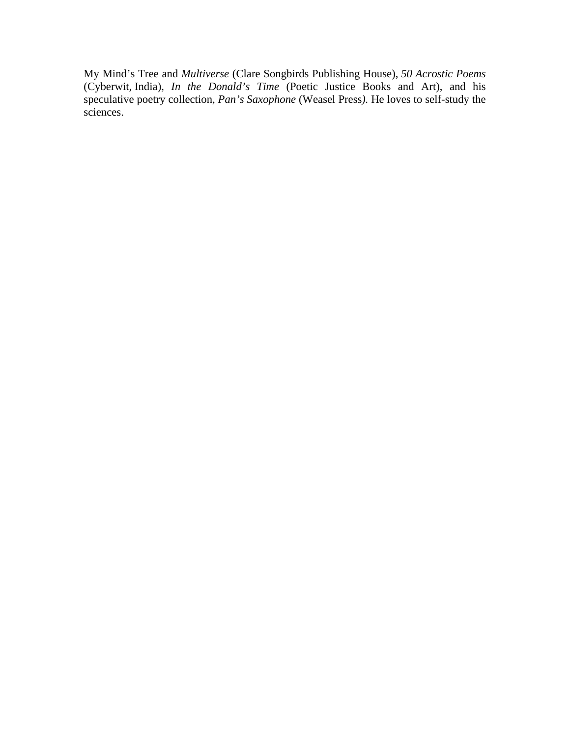My Mind’s Tree and *Multiverse* (Clare Songbirds Publishing House), *50 Acrostic Poems* (Cyberwit, India), *In the Donald’s Time* (Poetic Justice Books and Art), and his speculative poetry collection, *Pan’s Saxophone* (Weasel Press). He loves to self-study the sciences.